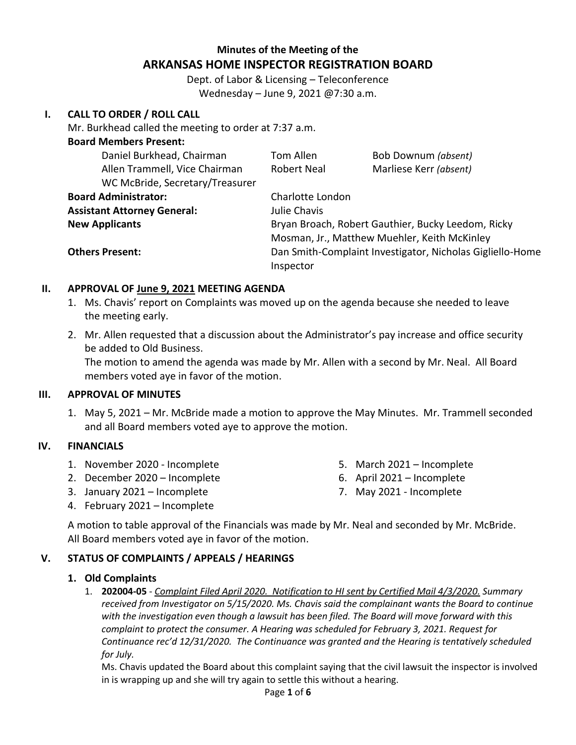**Minutes of the Meeting of the**

# ARKANSAS HOME INSPECTOR REGISTRATION BOARD

Dept. of Labor & Licensing – Teleconference
Wednesday – June 9, 2021 @7:30 a.m.

## I. CALL TO ORDER / ROLL CALL

Mr. Burkhead called the meeting to order at 7:37 a.m.

**Board Members Present:**

| | | |
|---|---|---|
| Daniel Burkhead, Chairman | Tom Allen | Bob Downum *(absent)* |
| Allen Trammell, Vice Chairman | Robert Neal | Marliese Kerr *(absent)* |
| WC McBride, Secretary/Treasurer | | |

**Board Administrator:** Charlotte London

**Assistant Attorney General:** Julie Chavis

**New Applicants** Bryan Broach, Robert Gauthier, Bucky Leedom, Ricky Mosman, Jr., Matthew Muehler, Keith McKinley

**Others Present:** Dan Smith-Complaint Investigator, Nicholas Gigliello-Home Inspector

## II. APPROVAL OF June 9, 2021 MEETING AGENDA

1. Ms. Chavis' report on Complaints was moved up on the agenda because she needed to leave the meeting early.
2. Mr. Allen requested that a discussion about the Administrator's pay increase and office security be added to Old Business.
   The motion to amend the agenda was made by Mr. Allen with a second by Mr. Neal. All Board members voted aye in favor of the motion.

## III. APPROVAL OF MINUTES

1. May 5, 2021 – Mr. McBride made a motion to approve the May Minutes. Mr. Trammell seconded and all Board members voted aye to approve the motion.

## IV. FINANCIALS

1. November 2020 - Incomplete
2. December 2020 – Incomplete
3. January 2021 – Incomplete
4. February 2021 – Incomplete
5. March 2021 – Incomplete
6. April 2021 – Incomplete
7. May 2021 - Incomplete

A motion to table approval of the Financials was made by Mr. Neal and seconded by Mr. McBride. All Board members voted aye in favor of the motion.

## V. STATUS OF COMPLAINTS / APPEALS / HEARINGS

### 1. Old Complaints

1. **202004-05** - *Complaint Filed April 2020. Notification to HI sent by Certified Mail 4/3/2020. Summary received from Investigator on 5/15/2020. Ms. Chavis said the complainant wants the Board to continue with the investigation even though a lawsuit has been filed. The Board will move forward with this complaint to protect the consumer. A Hearing was scheduled for February 3, 2021. Request for Continuance rec'd 12/31/2020. The Continuance was granted and the Hearing is tentatively scheduled for July.*

   Ms. Chavis updated the Board about this complaint saying that the civil lawsuit the inspector is involved in is wrapping up and she will try again to settle this without a hearing.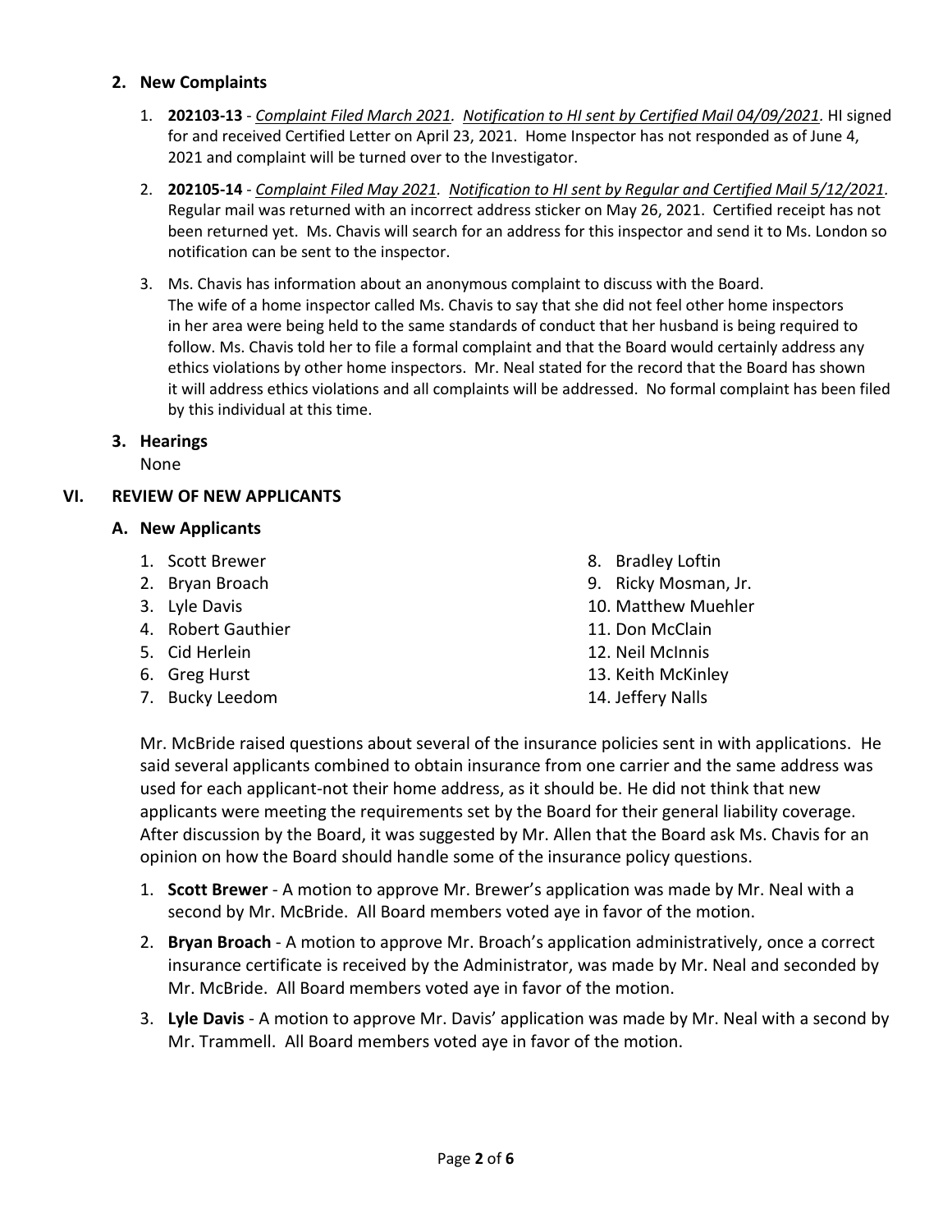### 2. New Complaints

1. **202103-13** - *Complaint Filed March 2021.* *Notification to HI sent by Certified Mail 04/09/2021.* HI signed for and received Certified Letter on April 23, 2021. Home Inspector has not responded as of June 4, 2021 and complaint will be turned over to the Investigator.
2. **202105-14** - *Complaint Filed May 2021.* *Notification to HI sent by Regular and Certified Mail 5/12/2021.* Regular mail was returned with an incorrect address sticker on May 26, 2021. Certified receipt has not been returned yet. Ms. Chavis will search for an address for this inspector and send it to Ms. London so notification can be sent to the inspector.
3. Ms. Chavis has information about an anonymous complaint to discuss with the Board. The wife of a home inspector called Ms. Chavis to say that she did not feel other home inspectors in her area were being held to the same standards of conduct that her husband is being required to follow. Ms. Chavis told her to file a formal complaint and that the Board would certainly address any ethics violations by other home inspectors. Mr. Neal stated for the record that the Board has shown it will address ethics violations and all complaints will be addressed. No formal complaint has been filed by this individual at this time.

### 3. Hearings

None

## VI. REVIEW OF NEW APPLICANTS

### A. New Applicants

1. Scott Brewer
2. Bryan Broach
3. Lyle Davis
4. Robert Gauthier
5. Cid Herlein
6. Greg Hurst
7. Bucky Leedom
8. Bradley Loftin
9. Ricky Mosman, Jr.
10. Matthew Muehler
11. Don McClain
12. Neil McInnis
13. Keith McKinley
14. Jeffery Nalls

Mr. McBride raised questions about several of the insurance policies sent in with applications. He said several applicants combined to obtain insurance from one carrier and the same address was used for each applicant-not their home address, as it should be. He did not think that new applicants were meeting the requirements set by the Board for their general liability coverage. After discussion by the Board, it was suggested by Mr. Allen that the Board ask Ms. Chavis for an opinion on how the Board should handle some of the insurance policy questions.

1. **Scott Brewer** - A motion to approve Mr. Brewer's application was made by Mr. Neal with a second by Mr. McBride. All Board members voted aye in favor of the motion.
2. **Bryan Broach** - A motion to approve Mr. Broach's application administratively, once a correct insurance certificate is received by the Administrator, was made by Mr. Neal and seconded by Mr. McBride. All Board members voted aye in favor of the motion.
3. **Lyle Davis** - A motion to approve Mr. Davis' application was made by Mr. Neal with a second by Mr. Trammell. All Board members voted aye in favor of the motion.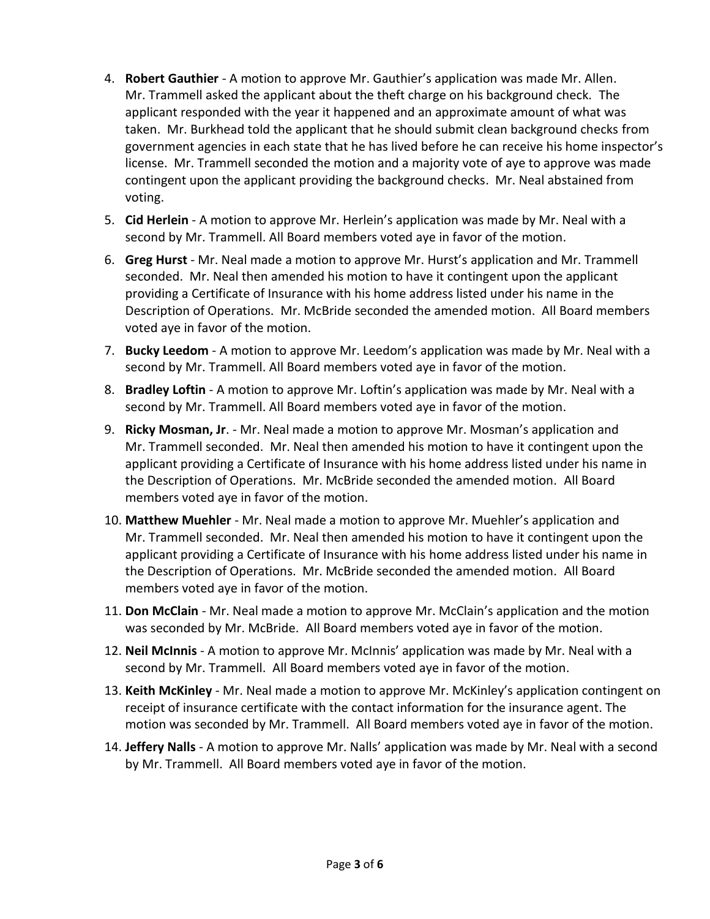4. **Robert Gauthier** - A motion to approve Mr. Gauthier's application was made Mr. Allen. Mr. Trammell asked the applicant about the theft charge on his background check. The applicant responded with the year it happened and an approximate amount of what was taken. Mr. Burkhead told the applicant that he should submit clean background checks from government agencies in each state that he has lived before he can receive his home inspector's license. Mr. Trammell seconded the motion and a majority vote of aye to approve was made contingent upon the applicant providing the background checks. Mr. Neal abstained from voting.
5. **Cid Herlein** - A motion to approve Mr. Herlein's application was made by Mr. Neal with a second by Mr. Trammell. All Board members voted aye in favor of the motion.
6. **Greg Hurst** - Mr. Neal made a motion to approve Mr. Hurst's application and Mr. Trammell seconded. Mr. Neal then amended his motion to have it contingent upon the applicant providing a Certificate of Insurance with his home address listed under his name in the Description of Operations. Mr. McBride seconded the amended motion. All Board members voted aye in favor of the motion.
7. **Bucky Leedom** - A motion to approve Mr. Leedom's application was made by Mr. Neal with a second by Mr. Trammell. All Board members voted aye in favor of the motion.
8. **Bradley Loftin** - A motion to approve Mr. Loftin's application was made by Mr. Neal with a second by Mr. Trammell. All Board members voted aye in favor of the motion.
9. **Ricky Mosman, Jr**. - Mr. Neal made a motion to approve Mr. Mosman's application and Mr. Trammell seconded. Mr. Neal then amended his motion to have it contingent upon the applicant providing a Certificate of Insurance with his home address listed under his name in the Description of Operations. Mr. McBride seconded the amended motion. All Board members voted aye in favor of the motion.
10. **Matthew Muehler** - Mr. Neal made a motion to approve Mr. Muehler's application and Mr. Trammell seconded. Mr. Neal then amended his motion to have it contingent upon the applicant providing a Certificate of Insurance with his home address listed under his name in the Description of Operations. Mr. McBride seconded the amended motion. All Board members voted aye in favor of the motion.
11. **Don McClain** - Mr. Neal made a motion to approve Mr. McClain's application and the motion was seconded by Mr. McBride. All Board members voted aye in favor of the motion.
12. **Neil McInnis** - A motion to approve Mr. McInnis' application was made by Mr. Neal with a second by Mr. Trammell. All Board members voted aye in favor of the motion.
13. **Keith McKinley** - Mr. Neal made a motion to approve Mr. McKinley's application contingent on receipt of insurance certificate with the contact information for the insurance agent. The motion was seconded by Mr. Trammell. All Board members voted aye in favor of the motion.
14. **Jeffery Nalls** - A motion to approve Mr. Nalls' application was made by Mr. Neal with a second by Mr. Trammell. All Board members voted aye in favor of the motion.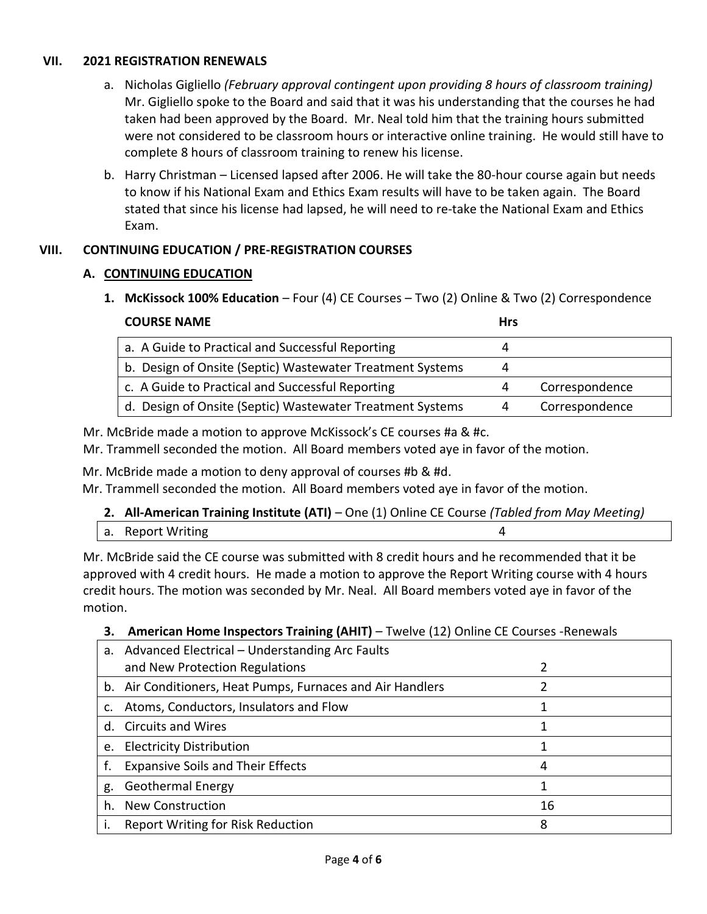## VII. 2021 REGISTRATION RENEWALS

a. Nicholas Gigliello *(February approval contingent upon providing 8 hours of classroom training)* Mr. Gigliello spoke to the Board and said that it was his understanding that the courses he had taken had been approved by the Board. Mr. Neal told him that the training hours submitted were not considered to be classroom hours or interactive online training. He would still have to complete 8 hours of classroom training to renew his license.

b. Harry Christman – Licensed lapsed after 2006. He will take the 80-hour course again but needs to know if his National Exam and Ethics Exam results will have to be taken again. The Board stated that since his license had lapsed, he will need to re-take the National Exam and Ethics Exam.

## VIII. CONTINUING EDUCATION / PRE-REGISTRATION COURSES

### A. <u>CONTINUING EDUCATION</u>

**1. McKissock 100% Education** – Four (4) CE Courses – Two (2) Online & Two (2) Correspondence

| COURSE NAME | Hrs | |
|---|---|---|
| a. A Guide to Practical and Successful Reporting | 4 | |
| b. Design of Onsite (Septic) Wastewater Treatment Systems | 4 | |
| c. A Guide to Practical and Successful Reporting | 4 | Correspondence |
| d. Design of Onsite (Septic) Wastewater Treatment Systems | 4 | Correspondence |

Mr. McBride made a motion to approve McKissock's CE courses #a & #c.
Mr. Trammell seconded the motion. All Board members voted aye in favor of the motion.

Mr. McBride made a motion to deny approval of courses #b & #d.
Mr. Trammell seconded the motion. All Board members voted aye in favor of the motion.

**2. All-American Training Institute (ATI)** – One (1) Online CE Course *(Tabled from May Meeting)*

| | |
|---|---|
| a. Report Writing | 4 |

Mr. McBride said the CE course was submitted with 8 credit hours and he recommended that it be approved with 4 credit hours. He made a motion to approve the Report Writing course with 4 hours credit hours. The motion was seconded by Mr. Neal. All Board members voted aye in favor of the motion.

**3. American Home Inspectors Training (AHIT)** – Twelve (12) Online CE Courses -Renewals

| | |
|---|---|
| a. Advanced Electrical – Understanding Arc Faults and New Protection Regulations | 2 |
| b. Air Conditioners, Heat Pumps, Furnaces and Air Handlers | 2 |
| c. Atoms, Conductors, Insulators and Flow | 1 |
| d. Circuits and Wires | 1 |
| e. Electricity Distribution | 1 |
| f. Expansive Soils and Their Effects | 4 |
| g. Geothermal Energy | 1 |
| h. New Construction | 16 |
| i. Report Writing for Risk Reduction | 8 |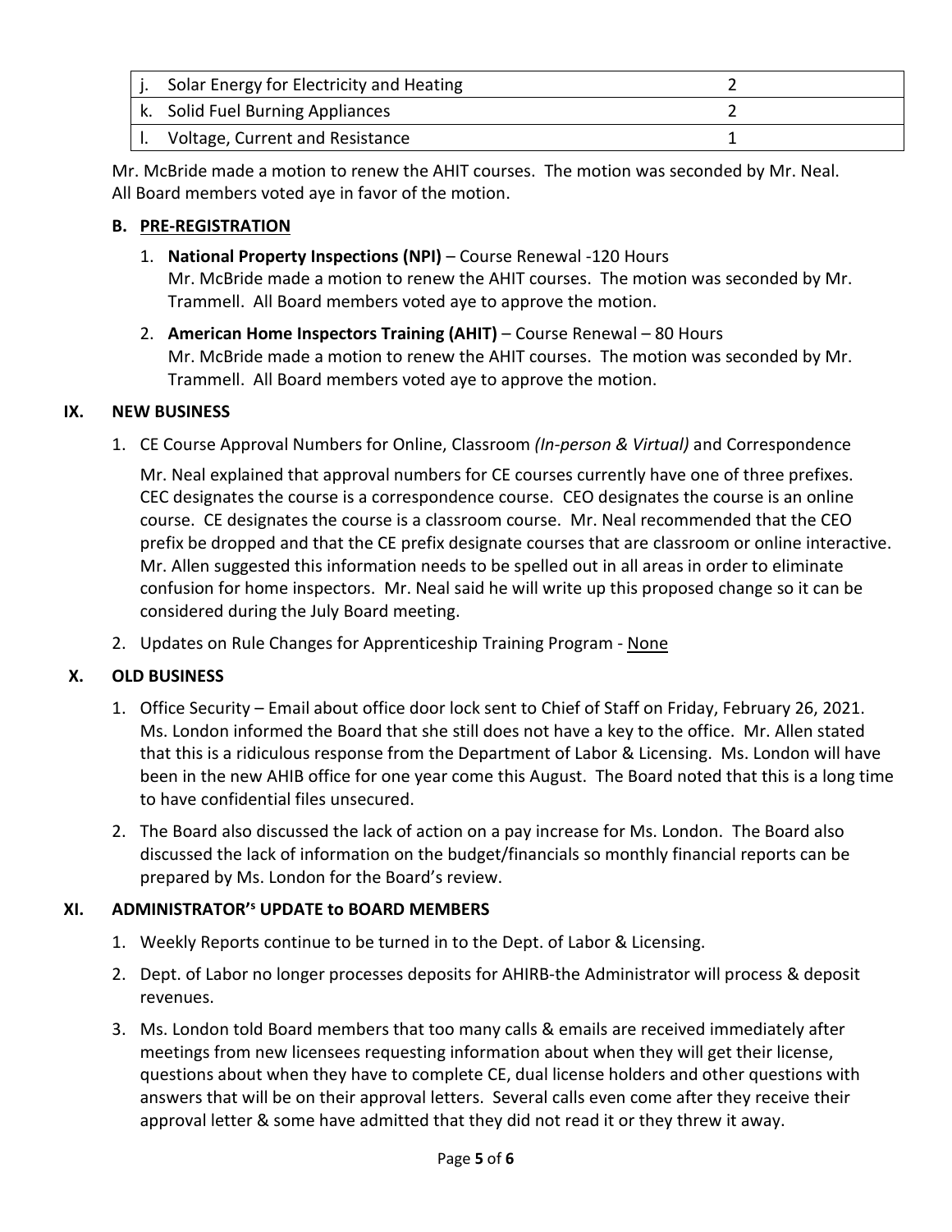| | |
|---|---|
| j. Solar Energy for Electricity and Heating | 2 |
| k. Solid Fuel Burning Appliances | 2 |
| l. Voltage, Current and Resistance | 1 |

Mr. McBride made a motion to renew the AHIT courses. The motion was seconded by Mr. Neal. All Board members voted aye in favor of the motion.

### B. PRE-REGISTRATION

1. **National Property Inspections (NPI)** – Course Renewal -120 Hours
   Mr. McBride made a motion to renew the AHIT courses. The motion was seconded by Mr. Trammell. All Board members voted aye to approve the motion.

2. **American Home Inspectors Training (AHIT)** – Course Renewal – 80 Hours
   Mr. McBride made a motion to renew the AHIT courses. The motion was seconded by Mr. Trammell. All Board members voted aye to approve the motion.

## IX. NEW BUSINESS

1. CE Course Approval Numbers for Online, Classroom *(In-person & Virtual)* and Correspondence

   Mr. Neal explained that approval numbers for CE courses currently have one of three prefixes. CEC designates the course is a correspondence course. CEO designates the course is an online course. CE designates the course is a classroom course. Mr. Neal recommended that the CEO prefix be dropped and that the CE prefix designate courses that are classroom or online interactive. Mr. Allen suggested this information needs to be spelled out in all areas in order to eliminate confusion for home inspectors. Mr. Neal said he will write up this proposed change so it can be considered during the July Board meeting.

2. Updates on Rule Changes for Apprenticeship Training Program - None

## X. OLD BUSINESS

1. Office Security – Email about office door lock sent to Chief of Staff on Friday, February 26, 2021. Ms. London informed the Board that she still does not have a key to the office. Mr. Allen stated that this is a ridiculous response from the Department of Labor & Licensing. Ms. London will have been in the new AHIB office for one year come this August. The Board noted that this is a long time to have confidential files unsecured.

2. The Board also discussed the lack of action on a pay increase for Ms. London. The Board also discussed the lack of information on the budget/financials so monthly financial reports can be prepared by Ms. London for the Board's review.

## XI. ADMINISTRATOR'S UPDATE to BOARD MEMBERS

1. Weekly Reports continue to be turned in to the Dept. of Labor & Licensing.

2. Dept. of Labor no longer processes deposits for AHIRB-the Administrator will process & deposit revenues.

3. Ms. London told Board members that too many calls & emails are received immediately after meetings from new licensees requesting information about when they will get their license, questions about when they have to complete CE, dual license holders and other questions with answers that will be on their approval letters. Several calls even come after they receive their approval letter & some have admitted that they did not read it or they threw it away.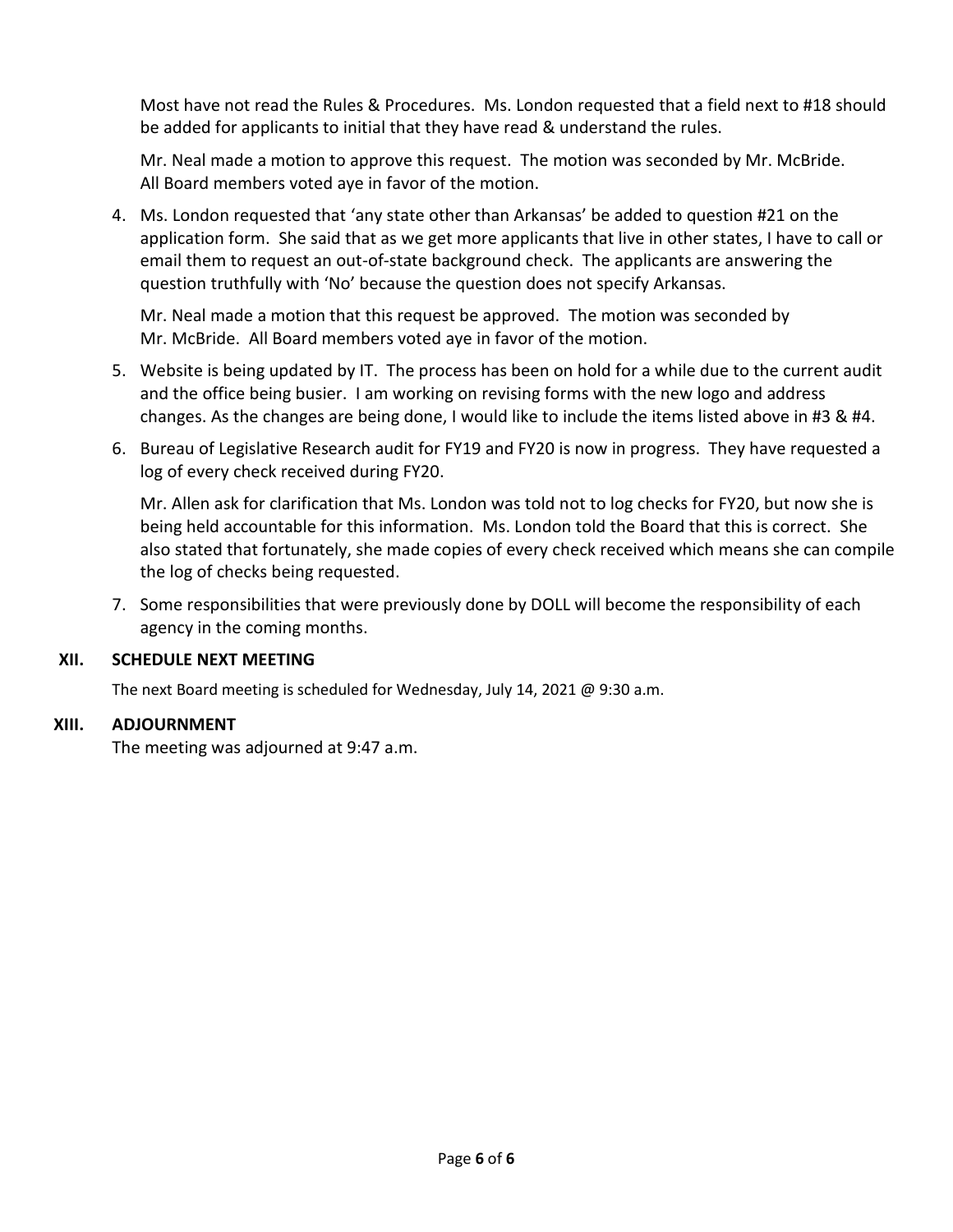Most have not read the Rules & Procedures. Ms. London requested that a field next to #18 should be added for applicants to initial that they have read & understand the rules.

Mr. Neal made a motion to approve this request. The motion was seconded by Mr. McBride. All Board members voted aye in favor of the motion.

4. Ms. London requested that 'any state other than Arkansas' be added to question #21 on the application form. She said that as we get more applicants that live in other states, I have to call or email them to request an out-of-state background check. The applicants are answering the question truthfully with 'No' because the question does not specify Arkansas.

   Mr. Neal made a motion that this request be approved. The motion was seconded by Mr. McBride. All Board members voted aye in favor of the motion.

5. Website is being updated by IT. The process has been on hold for a while due to the current audit and the office being busier. I am working on revising forms with the new logo and address changes. As the changes are being done, I would like to include the items listed above in #3 & #4.

6. Bureau of Legislative Research audit for FY19 and FY20 is now in progress. They have requested a log of every check received during FY20.

   Mr. Allen ask for clarification that Ms. London was told not to log checks for FY20, but now she is being held accountable for this information. Ms. London told the Board that this is correct. She also stated that fortunately, she made copies of every check received which means she can compile the log of checks being requested.

7. Some responsibilities that were previously done by DOLL will become the responsibility of each agency in the coming months.

## XII. SCHEDULE NEXT MEETING

The next Board meeting is scheduled for Wednesday, July 14, 2021 @ 9:30 a.m.

## XIII. ADJOURNMENT

The meeting was adjourned at 9:47 a.m.